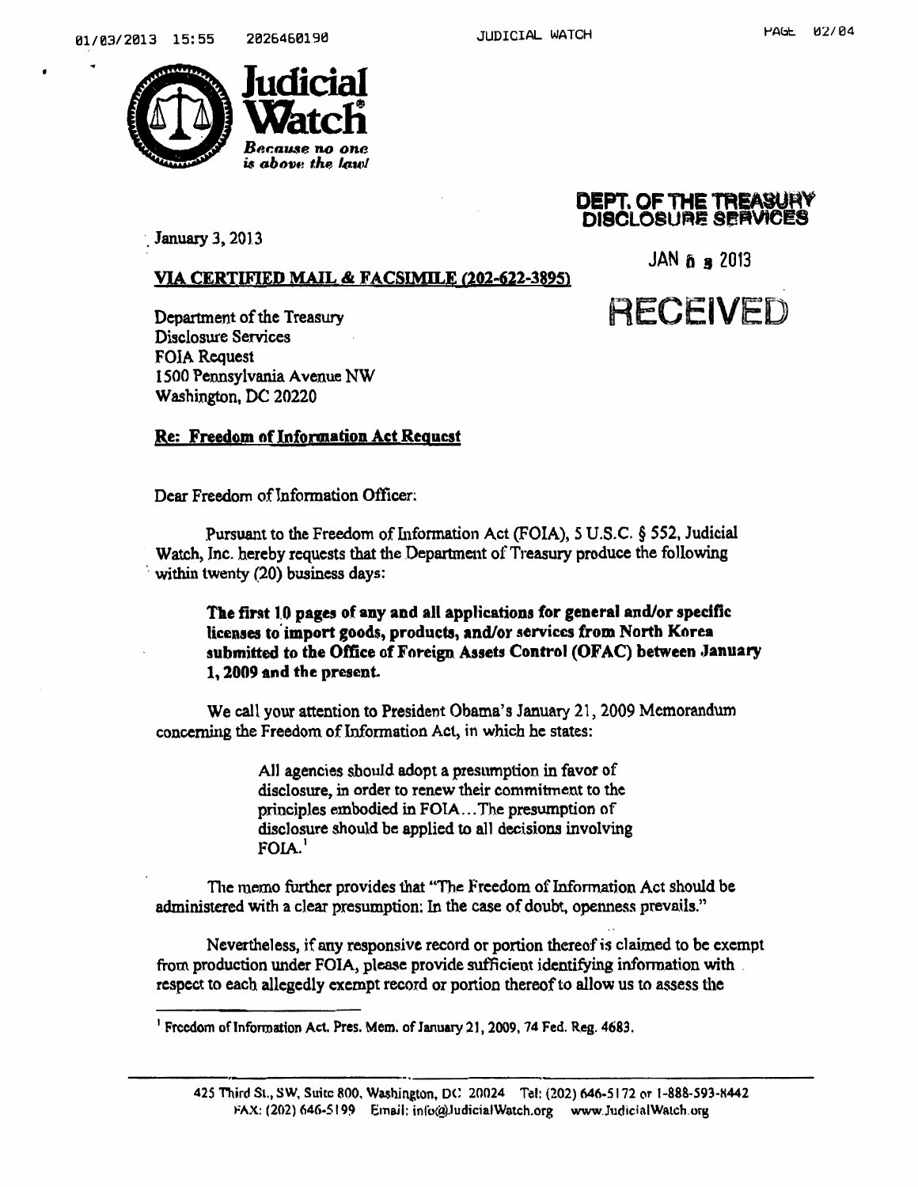**Judicial Watch**

*Because no one is above the law!*

**DEPT. OF THE TREASURY DISCLOSURE SERVICES**

JAN 0 3 2013

**RECEIVED**

January 3, 2013

**VIA CERTIFIED MAIL & FACSIMILE (202-622-3895)**

Department of the Treasury
Disclosure Services
FOIA Request
1500 Pennsylvania Avenue NW
Washington, DC 20220

**Re: Freedom of Information Act Request**

Dear Freedom of Information Officer:

Pursuant to the Freedom of Information Act (FOIA), 5 U.S.C. § 552, Judicial Watch, Inc. hereby requests that the Department of Treasury produce the following within twenty (20) business days:

> **The first 10 pages of any and all applications for general and/or specific licenses to import goods, products, and/or services from North Korea submitted to the Office of Foreign Assets Control (OFAC) between January 1, 2009 and the present.**

We call your attention to President Obama's January 21, 2009 Memorandum concerning the Freedom of Information Act, in which he states:

> All agencies should adopt a presumption in favor of disclosure, in order to renew their commitment to the principles embodied in FOIA...The presumption of disclosure should be applied to all decisions involving FOIA.[1]

The memo further provides that "The Freedom of Information Act should be administered with a clear presumption: In the case of doubt, openness prevails."

Nevertheless, if any responsive record or portion thereof is claimed to be exempt from production under FOIA, please provide sufficient identifying information with respect to each allegedly exempt record or portion thereof to allow us to assess the

---

[1] Freedom of Information Act. Pres. Mem. of January 21, 2009, 74 Fed. Reg. 4683.

425 Third St., SW, Suite 800, Washington, DC 20024 Tel: (202) 646-5172 or 1-888-593-8442
FAX: (202) 646-5199 Email: info@JudicialWatch.org www.JudicialWatch.org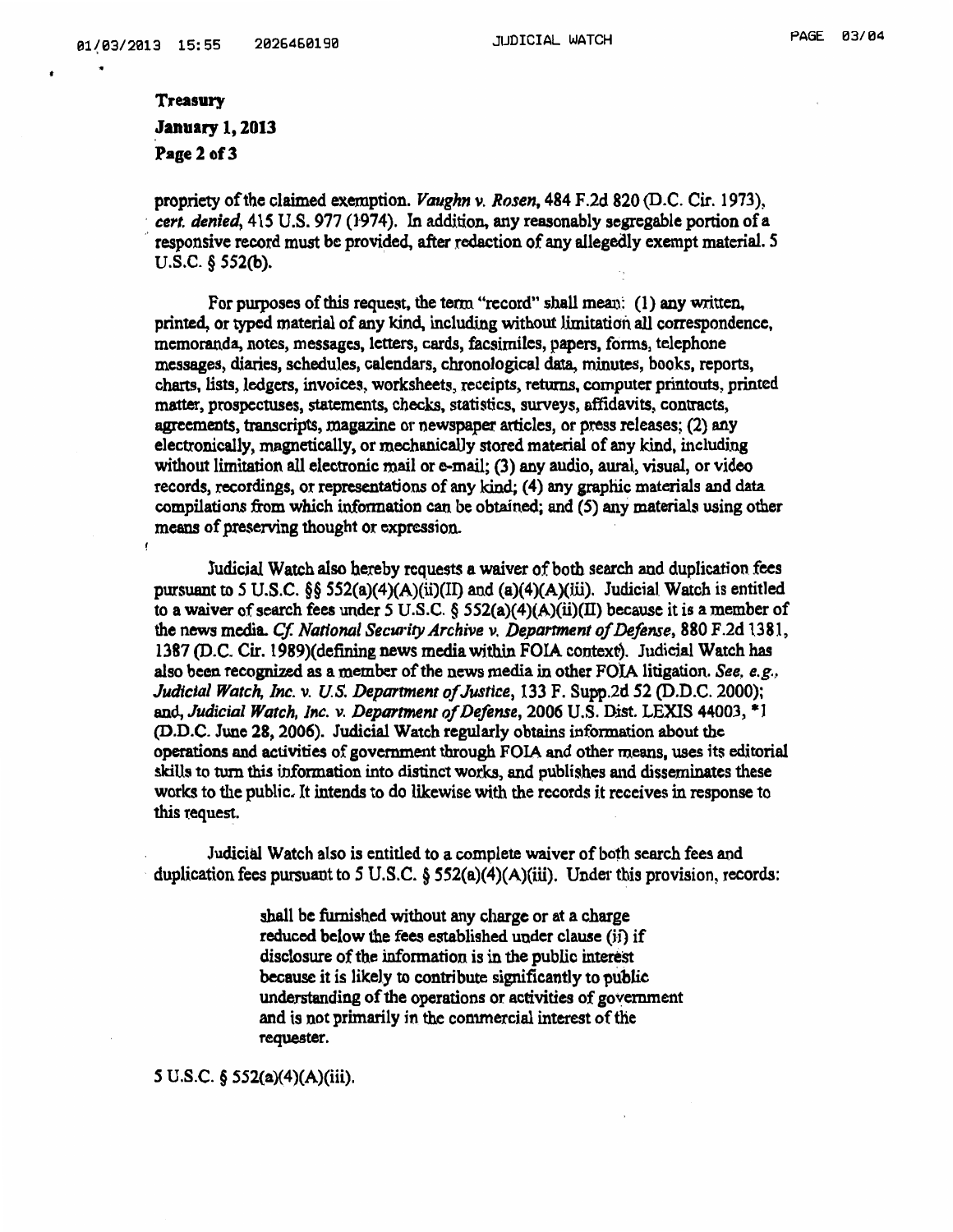propriety of the claimed exemption. *Vaughn v. Rosen*, 484 F.2d 820 (D.C. Cir. 1973), *cert. denied*, 415 U.S. 977 (1974). In addition, any reasonably segregable portion of a responsive record must be provided, after redaction of any allegedly exempt material. 5 U.S.C. § 552(b).

For purposes of this request, the term "record" shall mean: (1) any written, printed, or typed material of any kind, including without limitation all correspondence, memoranda, notes, messages, letters, cards, facsimiles, papers, forms, telephone messages, diaries, schedules, calendars, chronological data, minutes, books, reports, charts, lists, ledgers, invoices, worksheets, receipts, returns, computer printouts, printed matter, prospectuses, statements, checks, statistics, surveys, affidavits, contracts, agreements, transcripts, magazine or newspaper articles, or press releases; (2) any electronically, magnetically, or mechanically stored material of any kind, including without limitation all electronic mail or e-mail; (3) any audio, aural, visual, or video records, recordings, or representations of any kind; (4) any graphic materials and data compilations from which information can be obtained; and (5) any materials using other means of preserving thought or expression.

Judicial Watch also hereby requests a waiver of both search and duplication fees pursuant to 5 U.S.C. §§ 552(a)(4)(A)(ii)(II) and (a)(4)(A)(iii). Judicial Watch is entitled to a waiver of search fees under 5 U.S.C. § 552(a)(4)(A)(ii)(II) because it is a member of the news media. *Cf. National Security Archive v. Department of Defense*, 880 F.2d 1381, 1387 (D.C. Cir. 1989)(defining news media within FOIA context). Judicial Watch has also been recognized as a member of the news media in other FOIA litigation. *See, e.g., Judicial Watch, Inc. v. U.S. Department of Justice*, 133 F. Supp.2d 52 (D.D.C. 2000); and, *Judicial Watch, Inc. v. Department of Defense*, 2006 U.S. Dist. LEXIS 44003, *1 (D.D.C. June 28, 2006). Judicial Watch regularly obtains information about the operations and activities of government through FOIA and other means, uses its editorial skills to turn this information into distinct works, and publishes and disseminates these works to the public. It intends to do likewise with the records it receives in response to this request.

Judicial Watch also is entitled to a complete waiver of both search fees and duplication fees pursuant to 5 U.S.C. § 552(a)(4)(A)(iii). Under this provision, records:

> shall be furnished without any charge or at a charge reduced below the fees established under clause (ii) if disclosure of the information is in the public interest because it is likely to contribute significantly to public understanding of the operations or activities of government and is not primarily in the commercial interest of the requester.

5 U.S.C. § 552(a)(4)(A)(iii).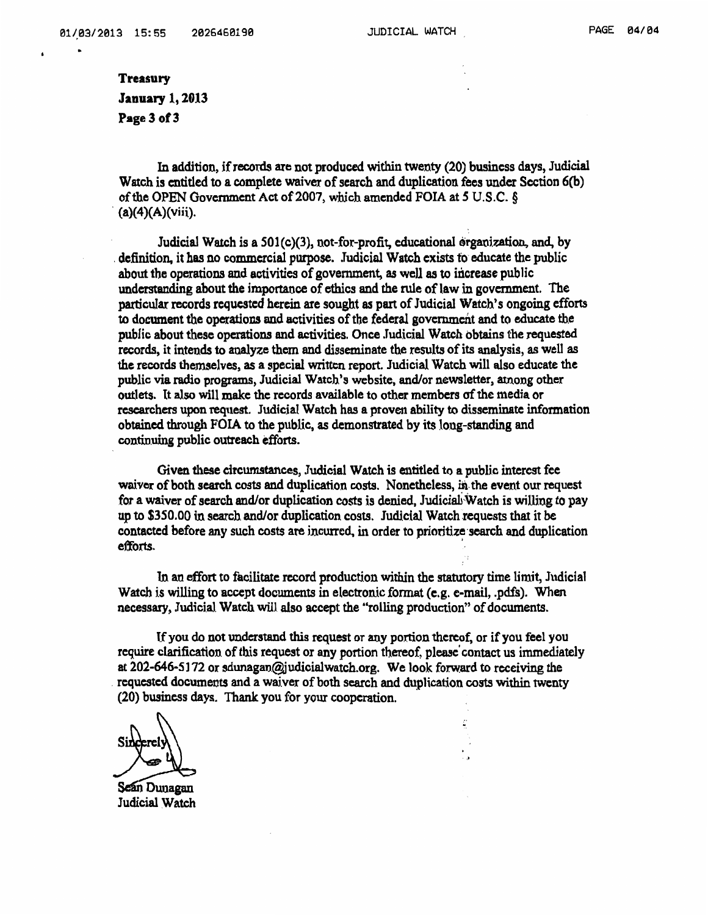**Treasury**
**January 1, 2013**
**Page 3 of 3**

In addition, if records are not produced within twenty (20) business days, Judicial Watch is entitled to a complete waiver of search and duplication fees under Section 6(b) of the OPEN Government Act of 2007, which amended FOIA at 5 U.S.C. § (a)(4)(A)(viii).

Judicial Watch is a 501(c)(3), not-for-profit, educational organization, and, by definition, it has no commercial purpose. Judicial Watch exists to educate the public about the operations and activities of government, as well as to increase public understanding about the importance of ethics and the rule of law in government. The particular records requested herein are sought as part of Judicial Watch's ongoing efforts to document the operations and activities of the federal government and to educate the public about these operations and activities. Once Judicial Watch obtains the requested records, it intends to analyze them and disseminate the results of its analysis, as well as the records themselves, as a special written report. Judicial Watch will also educate the public via radio programs, Judicial Watch's website, and/or newsletter, among other outlets. It also will make the records available to other members of the media or researchers upon request. Judicial Watch has a proven ability to disseminate information obtained through FOIA to the public, as demonstrated by its long-standing and continuing public outreach efforts.

Given these circumstances, Judicial Watch is entitled to a public interest fee waiver of both search costs and duplication costs. Nonetheless, in the event our request for a waiver of search and/or duplication costs is denied, Judicial Watch is willing to pay up to $350.00 in search and/or duplication costs. Judicial Watch requests that it be contacted before any such costs are incurred, in order to prioritize search and duplication efforts.

In an effort to facilitate record production within the statutory time limit, Judicial Watch is willing to accept documents in electronic format (e.g. e-mail, .pdfs). When necessary, Judicial Watch will also accept the "rolling production" of documents.

If you do not understand this request or any portion thereof, or if you feel you require clarification of this request or any portion thereof, please contact us immediately at 202-646-5172 or sdunagan@judicialwatch.org. We look forward to receiving the requested documents and a waiver of both search and duplication costs within twenty (20) business days. Thank you for your cooperation.

Sincerely,

Sean Dunagan
Judicial Watch